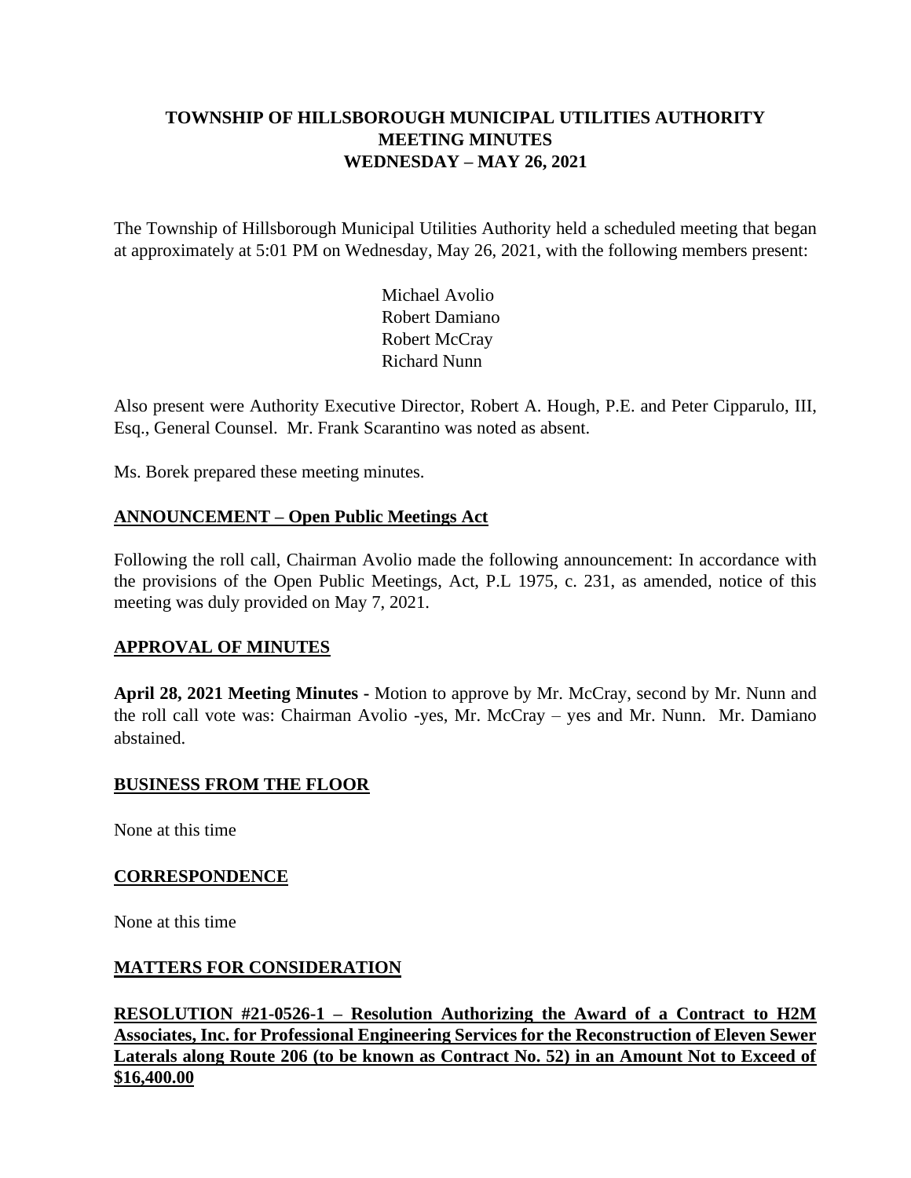# TOWNSHIP OF HILLSBOROUGH MUNICIPAL UTILITIES AUTHORITY
# MEETING MINUTES
# WEDNESDAY – MAY 26, 2021

The Township of Hillsborough Municipal Utilities Authority held a scheduled meeting that began at approximately at 5:01 PM on Wednesday, May 26, 2021, with the following members present:

Michael Avolio
Robert Damiano
Robert McCray
Richard Nunn

Also present were Authority Executive Director, Robert A. Hough, P.E. and Peter Cipparulo, III, Esq., General Counsel. Mr. Frank Scarantino was noted as absent.

Ms. Borek prepared these meeting minutes.

## ANNOUNCEMENT – Open Public Meetings Act

Following the roll call, Chairman Avolio made the following announcement: In accordance with the provisions of the Open Public Meetings, Act, P.L 1975, c. 231, as amended, notice of this meeting was duly provided on May 7, 2021.

## APPROVAL OF MINUTES

**April 28, 2021 Meeting Minutes -** Motion to approve by Mr. McCray, second by Mr. Nunn and the roll call vote was: Chairman Avolio -yes, Mr. McCray – yes and Mr. Nunn. Mr. Damiano abstained.

## BUSINESS FROM THE FLOOR

None at this time

## CORRESPONDENCE

None at this time

## MATTERS FOR CONSIDERATION

**RESOLUTION #21-0526-1 – Resolution Authorizing the Award of a Contract to H2M Associates, Inc. for Professional Engineering Services for the Reconstruction of Eleven Sewer Laterals along Route 206 (to be known as Contract No. 52) in an Amount Not to Exceed of $16,400.00**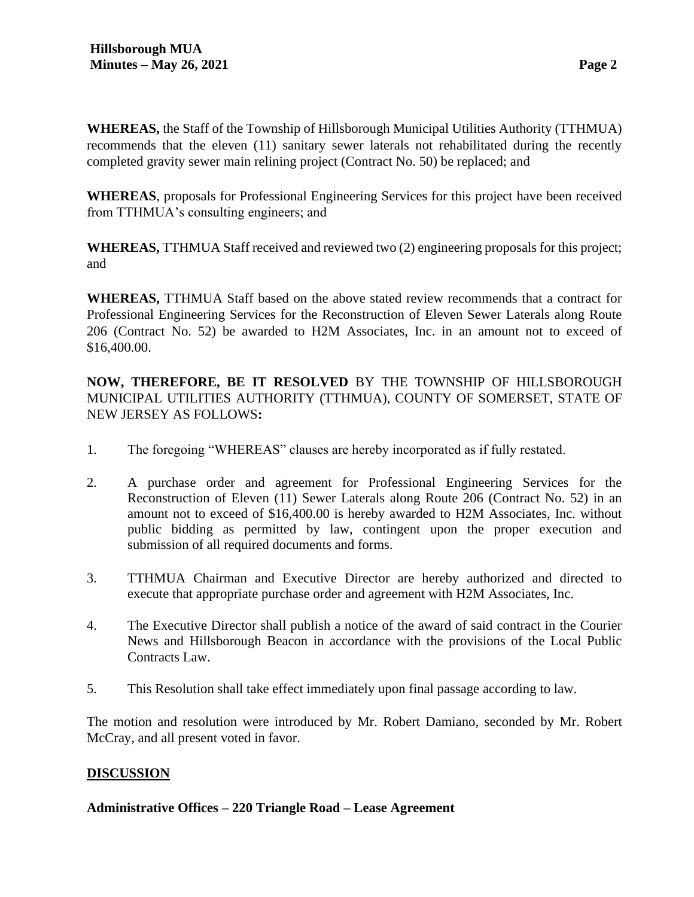**WHEREAS,** the Staff of the Township of Hillsborough Municipal Utilities Authority (TTHMUA) recommends that the eleven (11) sanitary sewer laterals not rehabilitated during the recently completed gravity sewer main relining project (Contract No. 50) be replaced; and

**WHEREAS**, proposals for Professional Engineering Services for this project have been received from TTHMUA's consulting engineers; and

**WHEREAS,** TTHMUA Staff received and reviewed two (2) engineering proposals for this project; and

**WHEREAS,** TTHMUA Staff based on the above stated review recommends that a contract for Professional Engineering Services for the Reconstruction of Eleven Sewer Laterals along Route 206 (Contract No. 52) be awarded to H2M Associates, Inc. in an amount not to exceed of $16,400.00.

**NOW, THEREFORE, BE IT RESOLVED** BY THE TOWNSHIP OF HILLSBOROUGH MUNICIPAL UTILITIES AUTHORITY (TTHMUA), COUNTY OF SOMERSET, STATE OF NEW JERSEY AS FOLLOWS**:**

1. The foregoing "WHEREAS" clauses are hereby incorporated as if fully restated.

2. A purchase order and agreement for Professional Engineering Services for the Reconstruction of Eleven (11) Sewer Laterals along Route 206 (Contract No. 52) in an amount not to exceed of $16,400.00 is hereby awarded to H2M Associates, Inc. without public bidding as permitted by law, contingent upon the proper execution and submission of all required documents and forms.

3. TTHMUA Chairman and Executive Director are hereby authorized and directed to execute that appropriate purchase order and agreement with H2M Associates, Inc.

4. The Executive Director shall publish a notice of the award of said contract in the Courier News and Hillsborough Beacon in accordance with the provisions of the Local Public Contracts Law.

5. This Resolution shall take effect immediately upon final passage according to law.

The motion and resolution were introduced by Mr. Robert Damiano, seconded by Mr. Robert McCray, and all present voted in favor.

## DISCUSSION

**Administrative Offices – 220 Triangle Road – Lease Agreement**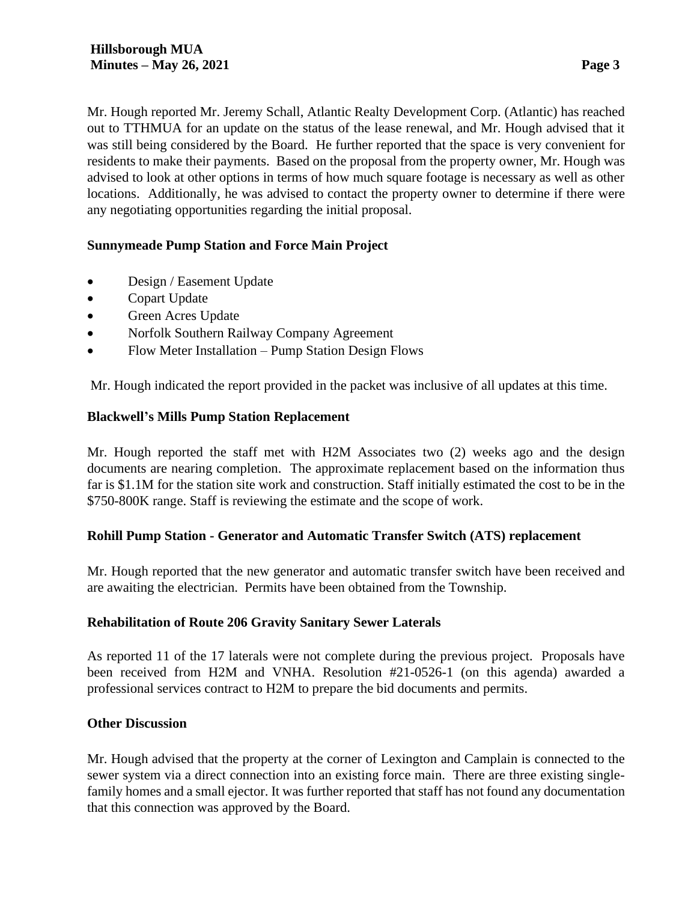Mr. Hough reported Mr. Jeremy Schall, Atlantic Realty Development Corp. (Atlantic) has reached out to TTHMUA for an update on the status of the lease renewal, and Mr. Hough advised that it was still being considered by the Board. He further reported that the space is very convenient for residents to make their payments. Based on the proposal from the property owner, Mr. Hough was advised to look at other options in terms of how much square footage is necessary as well as other locations. Additionally, he was advised to contact the property owner to determine if there were any negotiating opportunities regarding the initial proposal.

**Sunnymeade Pump Station and Force Main Project**

- Design / Easement Update
- Copart Update
- Green Acres Update
- Norfolk Southern Railway Company Agreement
- Flow Meter Installation – Pump Station Design Flows

Mr. Hough indicated the report provided in the packet was inclusive of all updates at this time.

**Blackwell's Mills Pump Station Replacement**

Mr. Hough reported the staff met with H2M Associates two (2) weeks ago and the design documents are nearing completion. The approximate replacement based on the information thus far is $1.1M for the station site work and construction. Staff initially estimated the cost to be in the $750-800K range. Staff is reviewing the estimate and the scope of work.

**Rohill Pump Station - Generator and Automatic Transfer Switch (ATS) replacement**

Mr. Hough reported that the new generator and automatic transfer switch have been received and are awaiting the electrician. Permits have been obtained from the Township.

**Rehabilitation of Route 206 Gravity Sanitary Sewer Laterals**

As reported 11 of the 17 laterals were not complete during the previous project. Proposals have been received from H2M and VNHA. Resolution #21-0526-1 (on this agenda) awarded a professional services contract to H2M to prepare the bid documents and permits.

**Other Discussion**

Mr. Hough advised that the property at the corner of Lexington and Camplain is connected to the sewer system via a direct connection into an existing force main. There are three existing single-family homes and a small ejector. It was further reported that staff has not found any documentation that this connection was approved by the Board.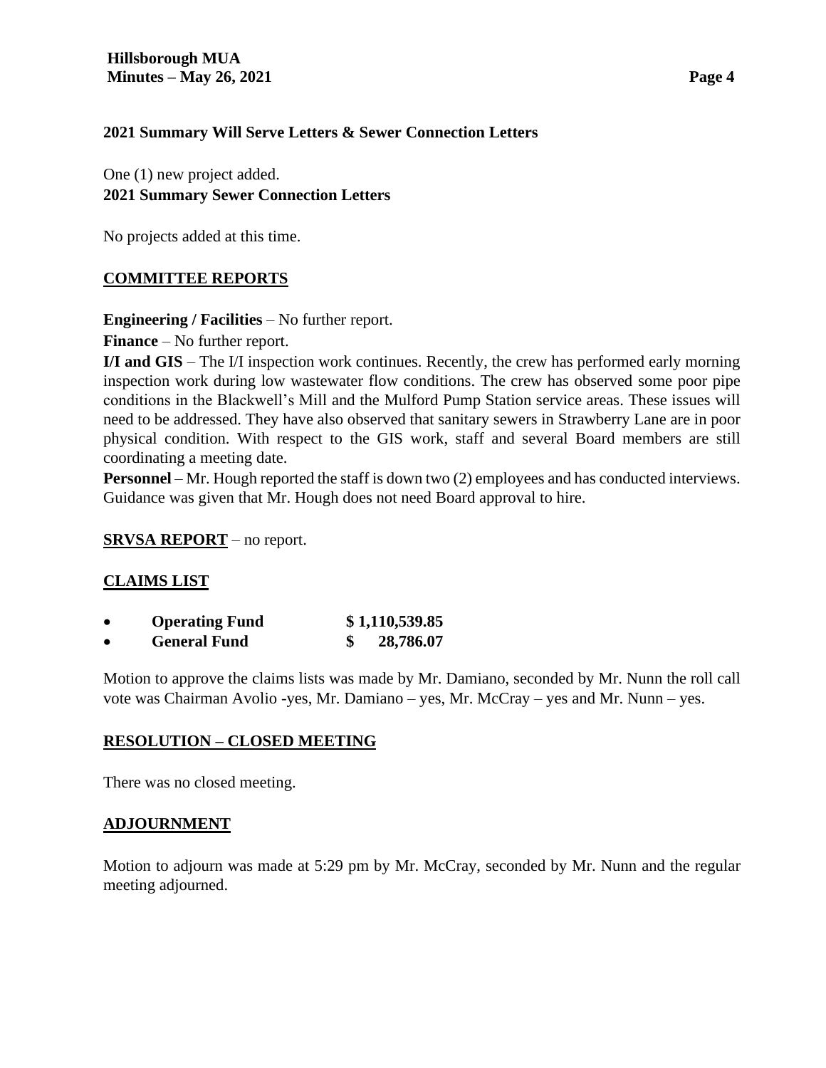**2021 Summary Will Serve Letters & Sewer Connection Letters**

One (1) new project added.

**2021 Summary Sewer Connection Letters**

No projects added at this time.

## COMMITTEE REPORTS

**Engineering / Facilities** – No further report.

**Finance** – No further report.

**I/I and GIS** – The I/I inspection work continues. Recently, the crew has performed early morning inspection work during low wastewater flow conditions. The crew has observed some poor pipe conditions in the Blackwell's Mill and the Mulford Pump Station service areas. These issues will need to be addressed. They have also observed that sanitary sewers in Strawberry Lane are in poor physical condition. With respect to the GIS work, staff and several Board members are still coordinating a meeting date.

**Personnel** – Mr. Hough reported the staff is down two (2) employees and has conducted interviews. Guidance was given that Mr. Hough does not need Board approval to hire.

**SRVSA REPORT** – no report.

## CLAIMS LIST

- **Operating Fund** **$ 1,110,539.85**
- **General Fund** **$ 28,786.07**

Motion to approve the claims lists was made by Mr. Damiano, seconded by Mr. Nunn the roll call vote was Chairman Avolio -yes, Mr. Damiano – yes, Mr. McCray – yes and Mr. Nunn – yes.

## RESOLUTION – CLOSED MEETING

There was no closed meeting.

## ADJOURNMENT

Motion to adjourn was made at 5:29 pm by Mr. McCray, seconded by Mr. Nunn and the regular meeting adjourned.